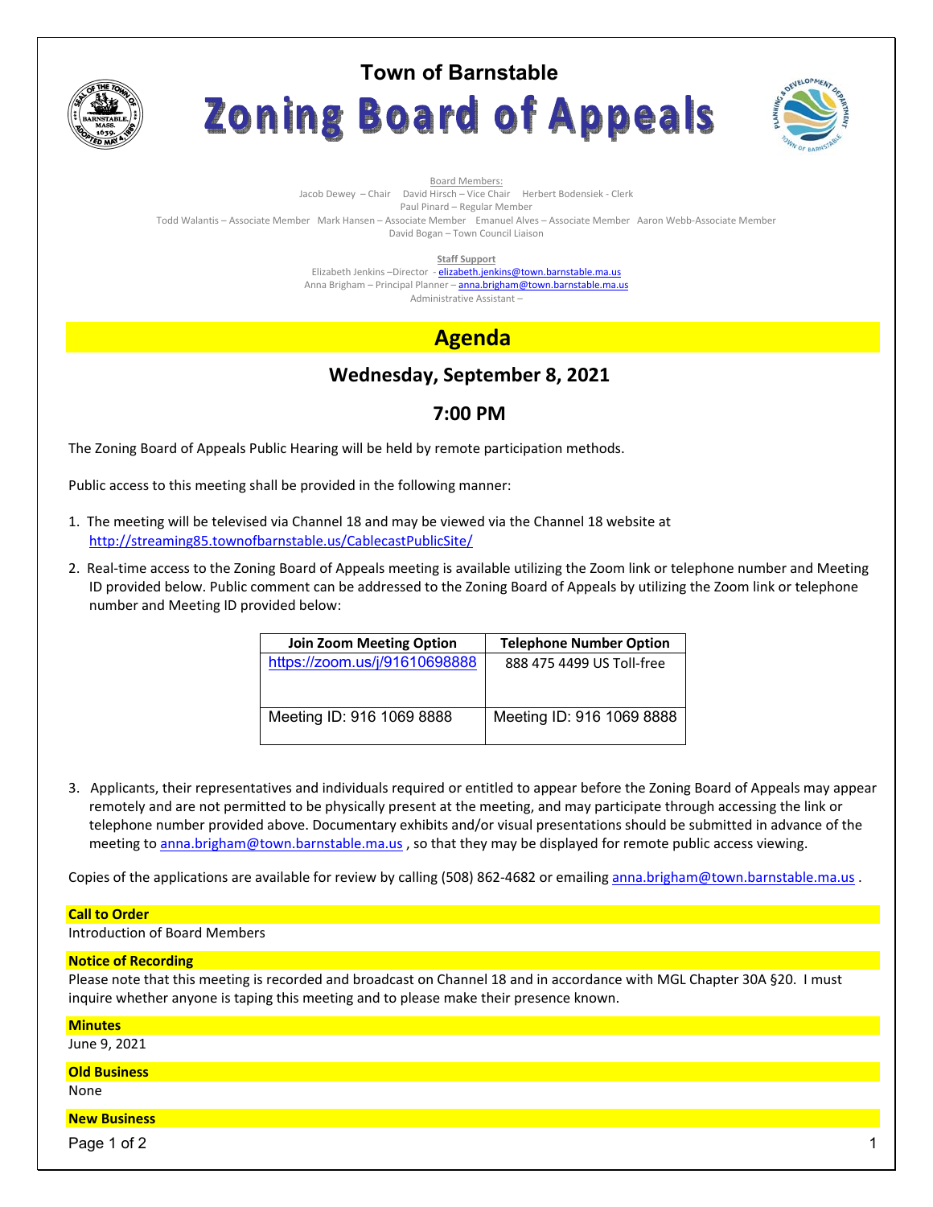# Town of Barnstable

# Zoning Board of Appeals

Board Members:

Jacob Dewey – Chair David Hirsch – Vice Chair Herbert Bodensiek - Clerk

Paul Pinard – Regular Member

Todd Walantis – Associate Member Mark Hansen – Associate Member Emanuel Alves – Associate Member Aaron Webb-Associate Member

David Bogan – Town Council Liaison

**Staff Support**

Elizabeth Jenkins –Director - elizabeth.jenkins@town.barnstable.ma.us

Anna Brigham – Principal Planner – anna.brigham@town.barnstable.ma.us

Administrative Assistant –

## Agenda

### Wednesday, September 8, 2021

### 7:00 PM

The Zoning Board of Appeals Public Hearing will be held by remote participation methods.

Public access to this meeting shall be provided in the following manner:

1. The meeting will be televised via Channel 18 and may be viewed via the Channel 18 website at http://streaming85.townofbarnstable.us/CablecastPublicSite/
2. Real-time access to the Zoning Board of Appeals meeting is available utilizing the Zoom link or telephone number and Meeting ID provided below. Public comment can be addressed to the Zoning Board of Appeals by utilizing the Zoom link or telephone number and Meeting ID provided below:

| Join Zoom Meeting Option | Telephone Number Option |
|---|---|
| https://zoom.us/j/91610698888 | 888 475 4499 US Toll-free |
| Meeting ID: 916 1069 8888 | Meeting ID: 916 1069 8888 |

3. Applicants, their representatives and individuals required or entitled to appear before the Zoning Board of Appeals may appear remotely and are not permitted to be physically present at the meeting, and may participate through accessing the link or telephone number provided above. Documentary exhibits and/or visual presentations should be submitted in advance of the meeting to anna.brigham@town.barnstable.ma.us , so that they may be displayed for remote public access viewing.

Copies of the applications are available for review by calling (508) 862-4682 or emailing anna.brigham@town.barnstable.ma.us .

**Call to Order**

Introduction of Board Members

**Notice of Recording**

Please note that this meeting is recorded and broadcast on Channel 18 and in accordance with MGL Chapter 30A §20. I must inquire whether anyone is taping this meeting and to please make their presence known.

**Minutes**

June 9, 2021

**Old Business**

None

**New Business**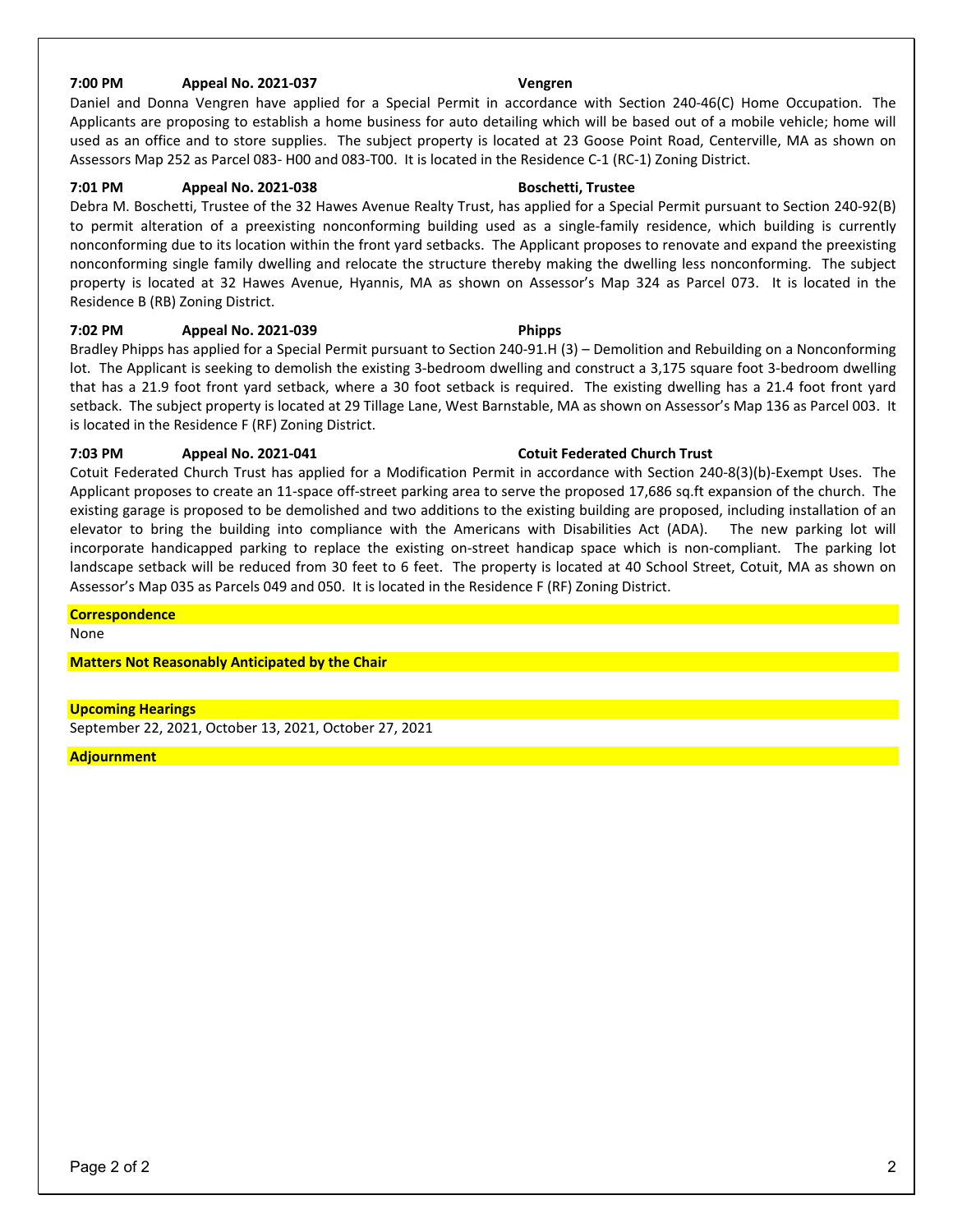**7:00 PM Appeal No. 2021-037 Vengren**

Daniel and Donna Vengren have applied for a Special Permit in accordance with Section 240-46(C) Home Occupation. The Applicants are proposing to establish a home business for auto detailing which will be based out of a mobile vehicle; home will used as an office and to store supplies. The subject property is located at 23 Goose Point Road, Centerville, MA as shown on Assessors Map 252 as Parcel 083- H00 and 083-T00. It is located in the Residence C-1 (RC-1) Zoning District.

**7:01 PM Appeal No. 2021-038 Boschetti, Trustee**

Debra M. Boschetti, Trustee of the 32 Hawes Avenue Realty Trust, has applied for a Special Permit pursuant to Section 240-92(B) to permit alteration of a preexisting nonconforming building used as a single-family residence, which building is currently nonconforming due to its location within the front yard setbacks. The Applicant proposes to renovate and expand the preexisting nonconforming single family dwelling and relocate the structure thereby making the dwelling less nonconforming. The subject property is located at 32 Hawes Avenue, Hyannis, MA as shown on Assessor's Map 324 as Parcel 073. It is located in the Residence B (RB) Zoning District.

**7:02 PM Appeal No. 2021-039 Phipps**

Bradley Phipps has applied for a Special Permit pursuant to Section 240-91.H (3) – Demolition and Rebuilding on a Nonconforming lot. The Applicant is seeking to demolish the existing 3-bedroom dwelling and construct a 3,175 square foot 3-bedroom dwelling that has a 21.9 foot front yard setback, where a 30 foot setback is required. The existing dwelling has a 21.4 foot front yard setback. The subject property is located at 29 Tillage Lane, West Barnstable, MA as shown on Assessor's Map 136 as Parcel 003. It is located in the Residence F (RF) Zoning District.

**7:03 PM Appeal No. 2021-041 Cotuit Federated Church Trust**

Cotuit Federated Church Trust has applied for a Modification Permit in accordance with Section 240-8(3)(b)-Exempt Uses. The Applicant proposes to create an 11-space off-street parking area to serve the proposed 17,686 sq.ft expansion of the church. The existing garage is proposed to be demolished and two additions to the existing building are proposed, including installation of an elevator to bring the building into compliance with the Americans with Disabilities Act (ADA). The new parking lot will incorporate handicapped parking to replace the existing on-street handicap space which is non-compliant. The parking lot landscape setback will be reduced from 30 feet to 6 feet. The property is located at 40 School Street, Cotuit, MA as shown on Assessor's Map 035 as Parcels 049 and 050. It is located in the Residence F (RF) Zoning District.

**Correspondence**

None

**Matters Not Reasonably Anticipated by the Chair**

**Upcoming Hearings**

September 22, 2021, October 13, 2021, October 27, 2021

**Adjournment**